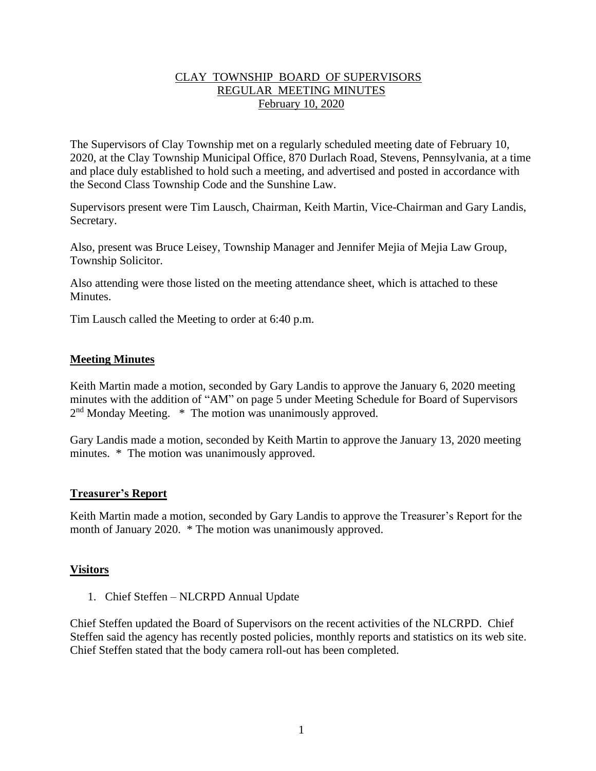# CLAY TOWNSHIP BOARD OF SUPERVISORS
## REGULAR MEETING MINUTES
### February 10, 2020

The Supervisors of Clay Township met on a regularly scheduled meeting date of February 10, 2020, at the Clay Township Municipal Office, 870 Durlach Road, Stevens, Pennsylvania, at a time and place duly established to hold such a meeting, and advertised and posted in accordance with the Second Class Township Code and the Sunshine Law.

Supervisors present were Tim Lausch, Chairman, Keith Martin, Vice-Chairman and Gary Landis, Secretary.

Also, present was Bruce Leisey, Township Manager and Jennifer Mejia of Mejia Law Group, Township Solicitor.

Also attending were those listed on the meeting attendance sheet, which is attached to these Minutes.

Tim Lausch called the Meeting to order at 6:40 p.m.

## Meeting Minutes

Keith Martin made a motion, seconded by Gary Landis to approve the January 6, 2020 meeting minutes with the addition of "AM" on page 5 under Meeting Schedule for Board of Supervisors 2nd Monday Meeting. * The motion was unanimously approved.

Gary Landis made a motion, seconded by Keith Martin to approve the January 13, 2020 meeting minutes. * The motion was unanimously approved.

## Treasurer's Report

Keith Martin made a motion, seconded by Gary Landis to approve the Treasurer's Report for the month of January 2020. * The motion was unanimously approved.

## Visitors

1. Chief Steffen – NLCRPD Annual Update

Chief Steffen updated the Board of Supervisors on the recent activities of the NLCRPD. Chief Steffen said the agency has recently posted policies, monthly reports and statistics on its web site. Chief Steffen stated that the body camera roll-out has been completed.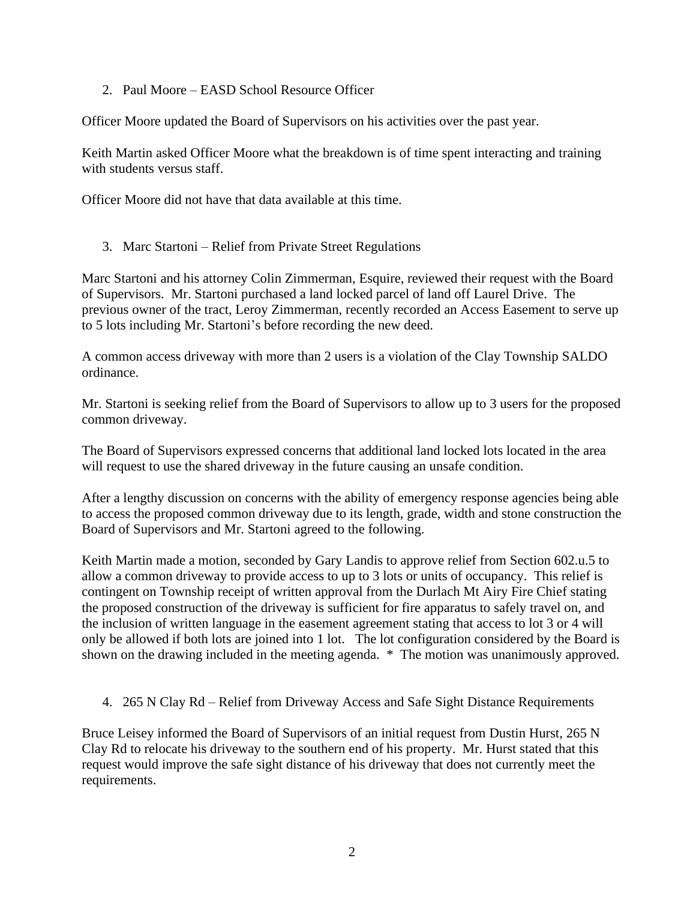2. Paul Moore – EASD School Resource Officer

Officer Moore updated the Board of Supervisors on his activities over the past year.

Keith Martin asked Officer Moore what the breakdown is of time spent interacting and training with students versus staff.

Officer Moore did not have that data available at this time.

3. Marc Startoni – Relief from Private Street Regulations

Marc Startoni and his attorney Colin Zimmerman, Esquire, reviewed their request with the Board of Supervisors. Mr. Startoni purchased a land locked parcel of land off Laurel Drive. The previous owner of the tract, Leroy Zimmerman, recently recorded an Access Easement to serve up to 5 lots including Mr. Startoni's before recording the new deed.

A common access driveway with more than 2 users is a violation of the Clay Township SALDO ordinance.

Mr. Startoni is seeking relief from the Board of Supervisors to allow up to 3 users for the proposed common driveway.

The Board of Supervisors expressed concerns that additional land locked lots located in the area will request to use the shared driveway in the future causing an unsafe condition.

After a lengthy discussion on concerns with the ability of emergency response agencies being able to access the proposed common driveway due to its length, grade, width and stone construction the Board of Supervisors and Mr. Startoni agreed to the following.

Keith Martin made a motion, seconded by Gary Landis to approve relief from Section 602.u.5 to allow a common driveway to provide access to up to 3 lots or units of occupancy. This relief is contingent on Township receipt of written approval from the Durlach Mt Airy Fire Chief stating the proposed construction of the driveway is sufficient for fire apparatus to safely travel on, and the inclusion of written language in the easement agreement stating that access to lot 3 or 4 will only be allowed if both lots are joined into 1 lot. The lot configuration considered by the Board is shown on the drawing included in the meeting agenda. * The motion was unanimously approved.

4. 265 N Clay Rd – Relief from Driveway Access and Safe Sight Distance Requirements

Bruce Leisey informed the Board of Supervisors of an initial request from Dustin Hurst, 265 N Clay Rd to relocate his driveway to the southern end of his property. Mr. Hurst stated that this request would improve the safe sight distance of his driveway that does not currently meet the requirements.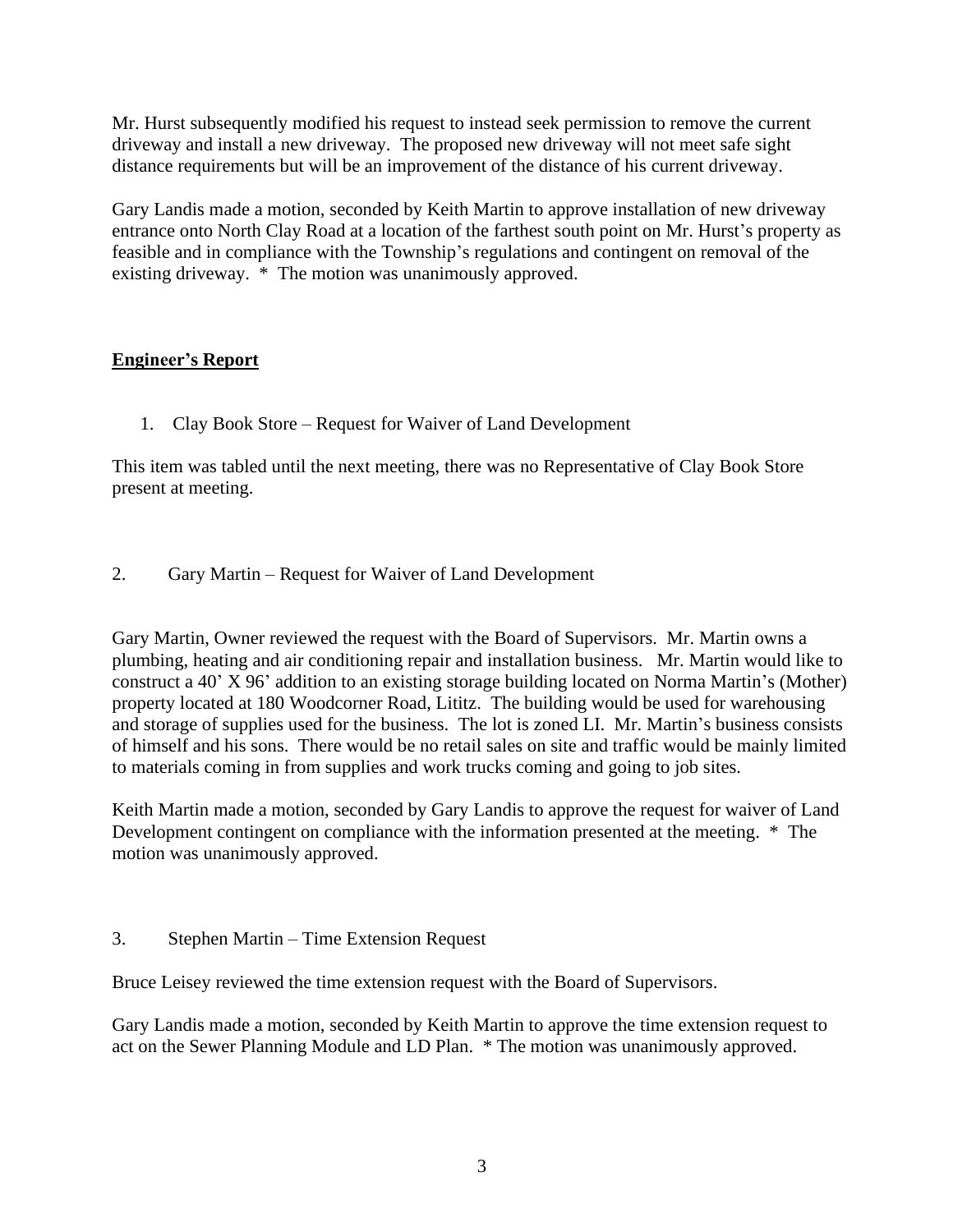Mr. Hurst subsequently modified his request to instead seek permission to remove the current driveway and install a new driveway. The proposed new driveway will not meet safe sight distance requirements but will be an improvement of the distance of his current driveway.

Gary Landis made a motion, seconded by Keith Martin to approve installation of new driveway entrance onto North Clay Road at a location of the farthest south point on Mr. Hurst's property as feasible and in compliance with the Township's regulations and contingent on removal of the existing driveway. * The motion was unanimously approved.

## Engineer's Report

1. Clay Book Store – Request for Waiver of Land Development

This item was tabled until the next meeting, there was no Representative of Clay Book Store present at meeting.

2. Gary Martin – Request for Waiver of Land Development

Gary Martin, Owner reviewed the request with the Board of Supervisors. Mr. Martin owns a plumbing, heating and air conditioning repair and installation business. Mr. Martin would like to construct a 40' X 96' addition to an existing storage building located on Norma Martin's (Mother) property located at 180 Woodcorner Road, Lititz. The building would be used for warehousing and storage of supplies used for the business. The lot is zoned LI. Mr. Martin's business consists of himself and his sons. There would be no retail sales on site and traffic would be mainly limited to materials coming in from supplies and work trucks coming and going to job sites.

Keith Martin made a motion, seconded by Gary Landis to approve the request for waiver of Land Development contingent on compliance with the information presented at the meeting. * The motion was unanimously approved.

3. Stephen Martin – Time Extension Request

Bruce Leisey reviewed the time extension request with the Board of Supervisors.

Gary Landis made a motion, seconded by Keith Martin to approve the time extension request to act on the Sewer Planning Module and LD Plan. * The motion was unanimously approved.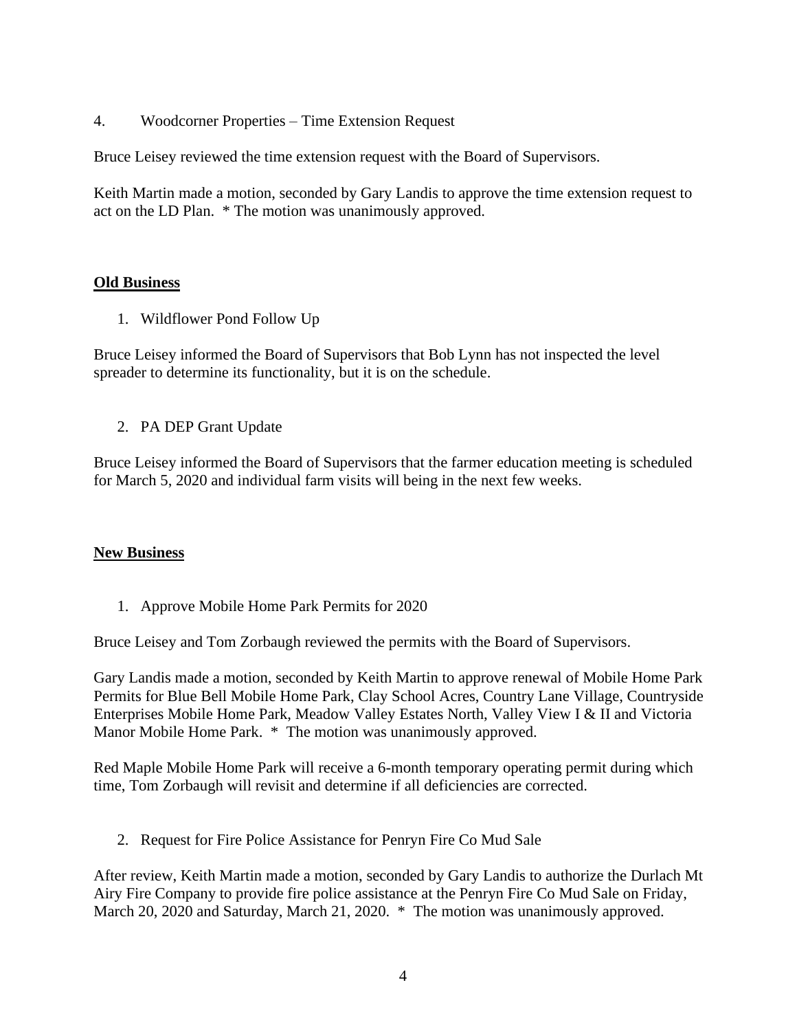4. Woodcorner Properties – Time Extension Request

Bruce Leisey reviewed the time extension request with the Board of Supervisors.

Keith Martin made a motion, seconded by Gary Landis to approve the time extension request to act on the LD Plan. * The motion was unanimously approved.

## **Old Business**

1. Wildflower Pond Follow Up

Bruce Leisey informed the Board of Supervisors that Bob Lynn has not inspected the level spreader to determine its functionality, but it is on the schedule.

2. PA DEP Grant Update

Bruce Leisey informed the Board of Supervisors that the farmer education meeting is scheduled for March 5, 2020 and individual farm visits will being in the next few weeks.

## **New Business**

1. Approve Mobile Home Park Permits for 2020

Bruce Leisey and Tom Zorbaugh reviewed the permits with the Board of Supervisors.

Gary Landis made a motion, seconded by Keith Martin to approve renewal of Mobile Home Park Permits for Blue Bell Mobile Home Park, Clay School Acres, Country Lane Village, Countryside Enterprises Mobile Home Park, Meadow Valley Estates North, Valley View I & II and Victoria Manor Mobile Home Park. * The motion was unanimously approved.

Red Maple Mobile Home Park will receive a 6-month temporary operating permit during which time, Tom Zorbaugh will revisit and determine if all deficiencies are corrected.

2. Request for Fire Police Assistance for Penryn Fire Co Mud Sale

After review, Keith Martin made a motion, seconded by Gary Landis to authorize the Durlach Mt Airy Fire Company to provide fire police assistance at the Penryn Fire Co Mud Sale on Friday, March 20, 2020 and Saturday, March 21, 2020. * The motion was unanimously approved.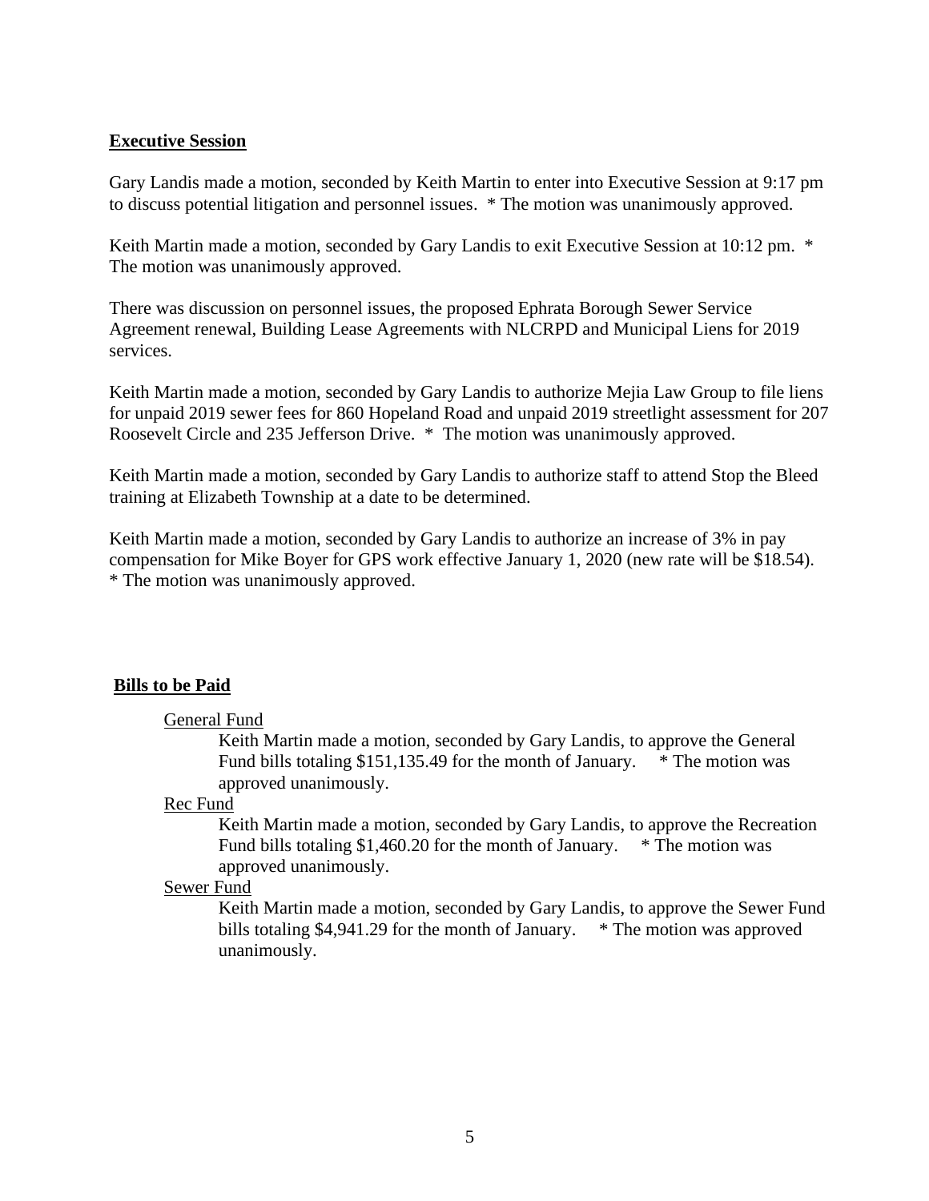**Executive Session**

Gary Landis made a motion, seconded by Keith Martin to enter into Executive Session at 9:17 pm to discuss potential litigation and personnel issues. * The motion was unanimously approved.

Keith Martin made a motion, seconded by Gary Landis to exit Executive Session at 10:12 pm. * The motion was unanimously approved.

There was discussion on personnel issues, the proposed Ephrata Borough Sewer Service Agreement renewal, Building Lease Agreements with NLCRPD and Municipal Liens for 2019 services.

Keith Martin made a motion, seconded by Gary Landis to authorize Mejia Law Group to file liens for unpaid 2019 sewer fees for 860 Hopeland Road and unpaid 2019 streetlight assessment for 207 Roosevelt Circle and 235 Jefferson Drive. * The motion was unanimously approved.

Keith Martin made a motion, seconded by Gary Landis to authorize staff to attend Stop the Bleed training at Elizabeth Township at a date to be determined.

Keith Martin made a motion, seconded by Gary Landis to authorize an increase of 3% in pay compensation for Mike Boyer for GPS work effective January 1, 2020 (new rate will be $18.54). * The motion was unanimously approved.

**Bills to be Paid**

General Fund

Keith Martin made a motion, seconded by Gary Landis, to approve the General Fund bills totaling $151,135.49 for the month of January. * The motion was approved unanimously.

Rec Fund

Keith Martin made a motion, seconded by Gary Landis, to approve the Recreation Fund bills totaling $1,460.20 for the month of January. * The motion was approved unanimously.

Sewer Fund

Keith Martin made a motion, seconded by Gary Landis, to approve the Sewer Fund bills totaling $4,941.29 for the month of January. * The motion was approved unanimously.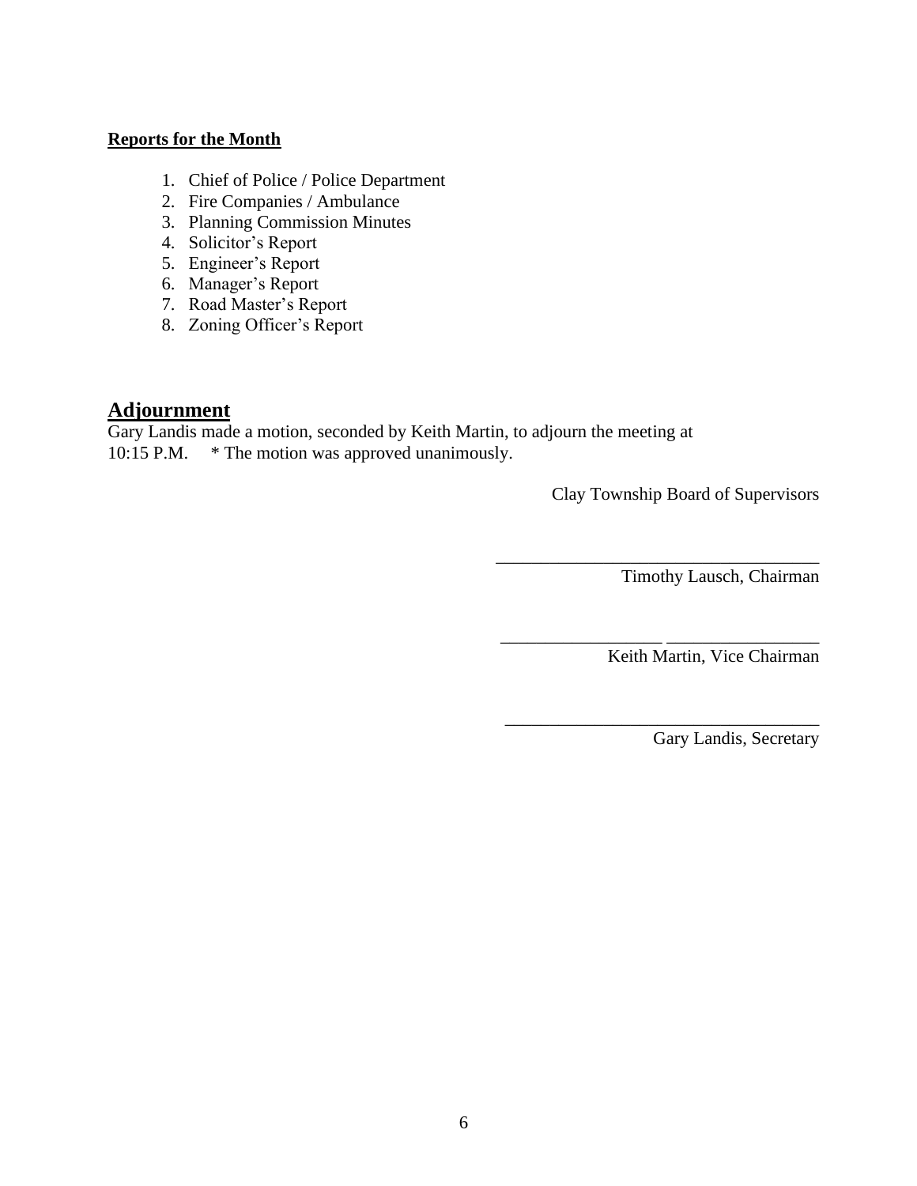**Reports for the Month**

1. Chief of Police / Police Department
2. Fire Companies / Ambulance
3. Planning Commission Minutes
4. Solicitor's Report
5. Engineer's Report
6. Manager's Report
7. Road Master's Report
8. Zoning Officer's Report

## Adjournment

Gary Landis made a motion, seconded by Keith Martin, to adjourn the meeting at 10:15 P.M. * The motion was approved unanimously.

Clay Township Board of Supervisors

_____________________________________
Timothy Lausch, Chairman

__________________ ________________
Keith Martin, Vice Chairman

____________________________________
Gary Landis, Secretary